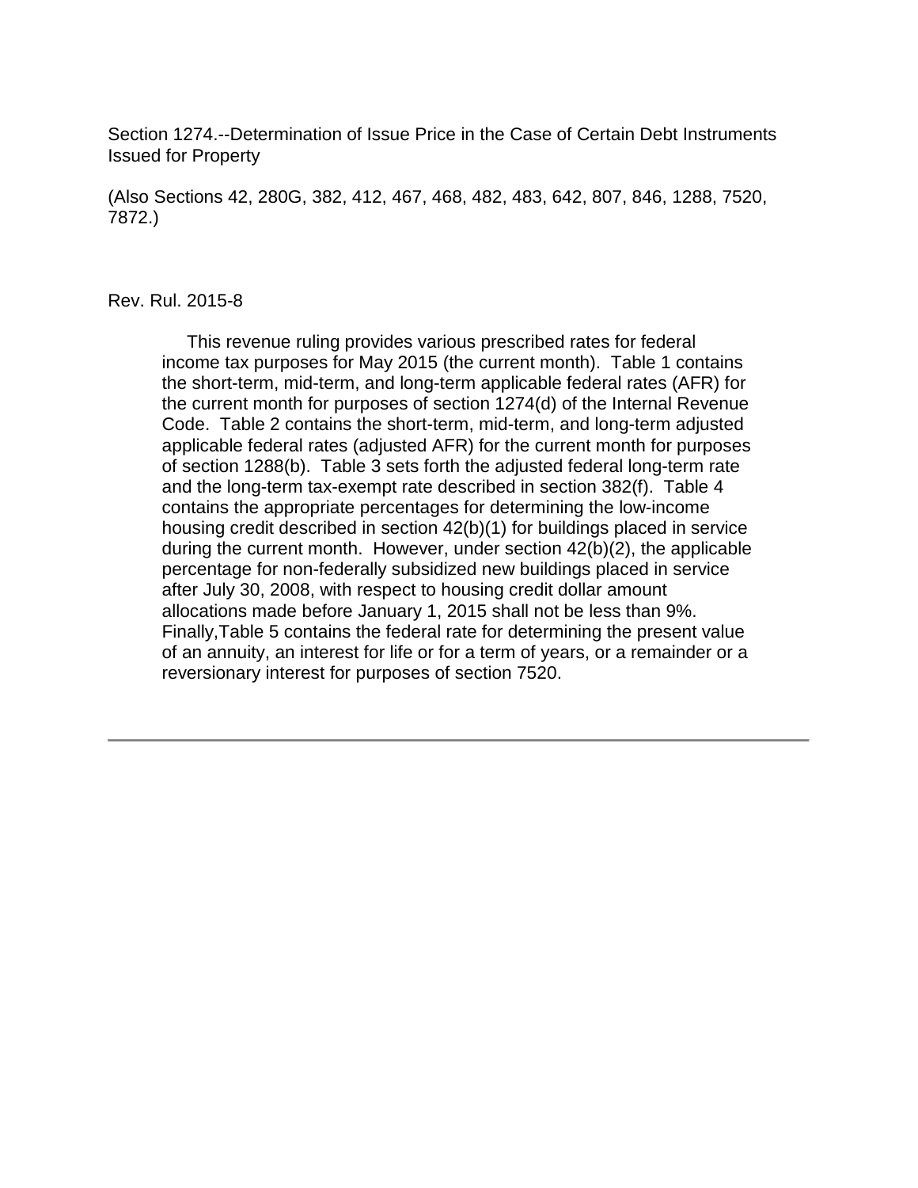Section 1274.--Determination of Issue Price in the Case of Certain Debt Instruments Issued for Property

(Also Sections 42, 280G, 382, 412, 467, 468, 482, 483, 642, 807, 846, 1288, 7520, 7872.)

Rev. Rul. 2015-8

This revenue ruling provides various prescribed rates for federal income tax purposes for May 2015 (the current month). Table 1 contains the short-term, mid-term, and long-term applicable federal rates (AFR) for the current month for purposes of section 1274(d) of the Internal Revenue Code. Table 2 contains the short-term, mid-term, and long-term adjusted applicable federal rates (adjusted AFR) for the current month for purposes of section 1288(b). Table 3 sets forth the adjusted federal long-term rate and the long-term tax-exempt rate described in section 382(f). Table 4 contains the appropriate percentages for determining the low-income housing credit described in section 42(b)(1) for buildings placed in service during the current month. However, under section 42(b)(2), the applicable percentage for non-federally subsidized new buildings placed in service after July 30, 2008, with respect to housing credit dollar amount allocations made before January 1, 2015 shall not be less than 9%. Finally,Table 5 contains the federal rate for determining the present value of an annuity, an interest for life or for a term of years, or a remainder or a reversionary interest for purposes of section 7520.

---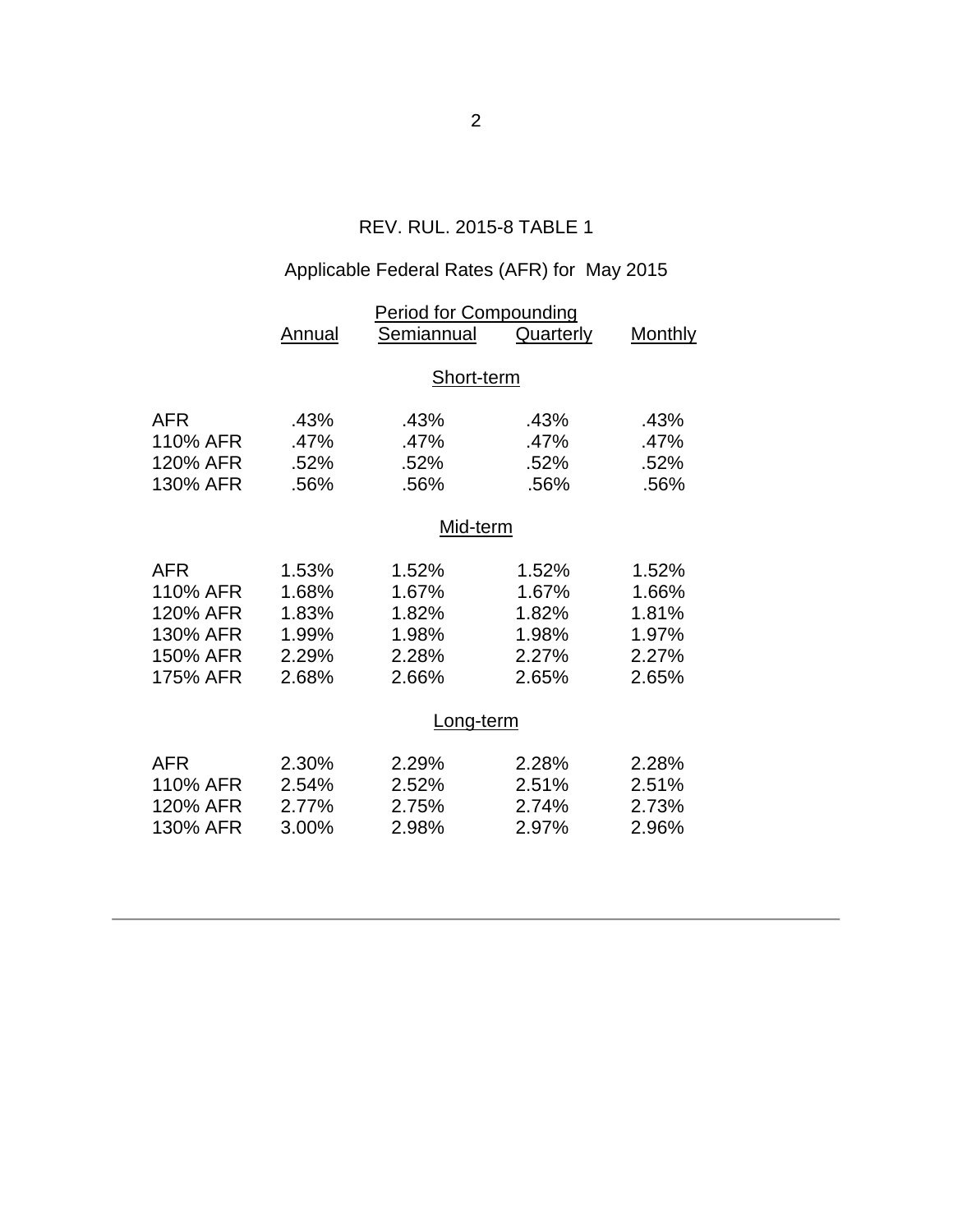REV. RUL. 2015-8 TABLE 1

Applicable Federal Rates (AFR) for May 2015

| | Period for Compounding | | | |
|---|---|---|---|---|
| | Annual | Semiannual | Quarterly | Monthly |
| | | Short-term | | |
| AFR | .43% | .43% | .43% | .43% |
| 110% AFR | .47% | .47% | .47% | .47% |
| 120% AFR | .52% | .52% | .52% | .52% |
| 130% AFR | .56% | .56% | .56% | .56% |
| | | Mid-term | | |
| AFR | 1.53% | 1.52% | 1.52% | 1.52% |
| 110% AFR | 1.68% | 1.67% | 1.67% | 1.66% |
| 120% AFR | 1.83% | 1.82% | 1.82% | 1.81% |
| 130% AFR | 1.99% | 1.98% | 1.98% | 1.97% |
| 150% AFR | 2.29% | 2.28% | 2.27% | 2.27% |
| 175% AFR | 2.68% | 2.66% | 2.65% | 2.65% |
| | | Long-term | | |
| AFR | 2.30% | 2.29% | 2.28% | 2.28% |
| 110% AFR | 2.54% | 2.52% | 2.51% | 2.51% |
| 120% AFR | 2.77% | 2.75% | 2.74% | 2.73% |
| 130% AFR | 3.00% | 2.98% | 2.97% | 2.96% |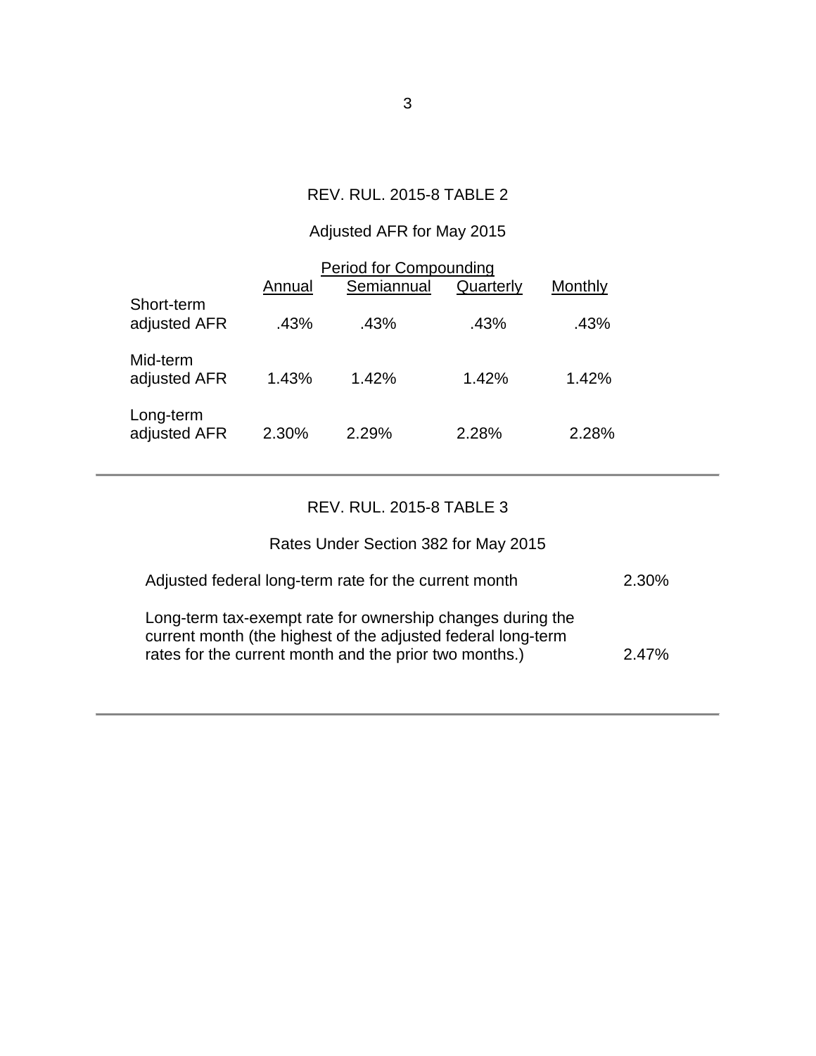REV. RUL. 2015-8 TABLE 2

Adjusted AFR for May 2015

| | Period for Compounding | | | |
|---|---|---|---|---|
| | Annual | Semiannual | Quarterly | Monthly |
| Short-term adjusted AFR | .43% | .43% | .43% | .43% |
| Mid-term adjusted AFR | 1.43% | 1.42% | 1.42% | 1.42% |
| Long-term adjusted AFR | 2.30% | 2.29% | 2.28% | 2.28% |

---

REV. RUL. 2015-8 TABLE 3

Rates Under Section 382 for May 2015

| | |
|---|---|
| Adjusted federal long-term rate for the current month | 2.30% |
| Long-term tax-exempt rate for ownership changes during the current month (the highest of the adjusted federal long-term rates for the current month and the prior two months.) | 2.47% |

---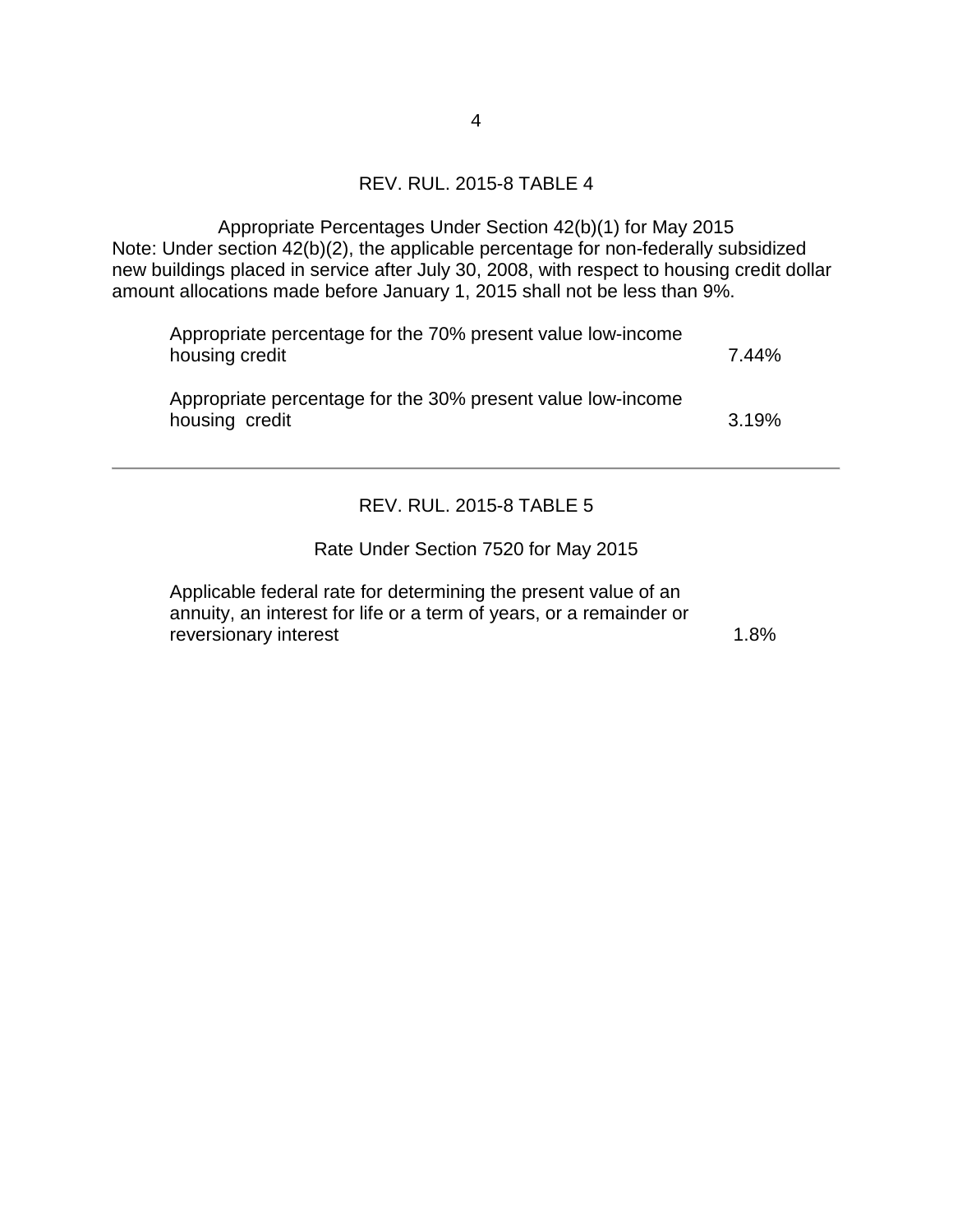## REV. RUL. 2015-8 TABLE 4

Appropriate Percentages Under Section 42(b)(1) for May 2015

Note: Under section 42(b)(2), the applicable percentage for non-federally subsidized new buildings placed in service after July 30, 2008, with respect to housing credit dollar amount allocations made before January 1, 2015 shall not be less than 9%.

| | |
|---|---|
| Appropriate percentage for the 70% present value low-income housing credit | 7.44% |
| Appropriate percentage for the 30% present value low-income housing credit | 3.19% |

---

## REV. RUL. 2015-8 TABLE 5

Rate Under Section 7520 for May 2015

| | |
|---|---|
| Applicable federal rate for determining the present value of an annuity, an interest for life or a term of years, or a remainder or reversionary interest | 1.8% |